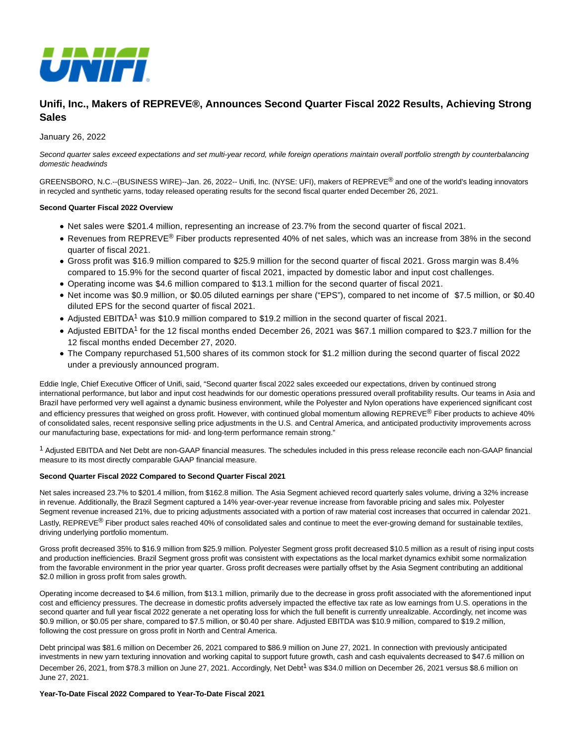# Unifi, Inc., Makers of REPREVE®, Announces Second Quarter Fiscal 2022 Results, Achieving Strong Sales

January 26, 2022

*Second quarter sales exceed expectations and set multi-year record, while foreign operations maintain overall portfolio strength by counterbalancing domestic headwinds*

GREENSBORO, N.C.--(BUSINESS WIRE)--Jan. 26, 2022-- Unifi, Inc. (NYSE: UFI), makers of REPREVE® and one of the world's leading innovators in recycled and synthetic yarns, today released operating results for the second fiscal quarter ended December 26, 2021.

**Second Quarter Fiscal 2022 Overview**

- Net sales were $201.4 million, representing an increase of 23.7% from the second quarter of fiscal 2021.
- Revenues from REPREVE® Fiber products represented 40% of net sales, which was an increase from 38% in the second quarter of fiscal 2021.
- Gross profit was $16.9 million compared to $25.9 million for the second quarter of fiscal 2021. Gross margin was 8.4% compared to 15.9% for the second quarter of fiscal 2021, impacted by domestic labor and input cost challenges.
- Operating income was $4.6 million compared to $13.1 million for the second quarter of fiscal 2021.
- Net income was $0.9 million, or $0.05 diluted earnings per share ("EPS"), compared to net income of $7.5 million, or $0.40 diluted EPS for the second quarter of fiscal 2021.
- Adjusted EBITDA[1] was $10.9 million compared to $19.2 million in the second quarter of fiscal 2021.
- Adjusted EBITDA[1] for the 12 fiscal months ended December 26, 2021 was $67.1 million compared to $23.7 million for the 12 fiscal months ended December 27, 2020.
- The Company repurchased 51,500 shares of its common stock for $1.2 million during the second quarter of fiscal 2022 under a previously announced program.

Eddie Ingle, Chief Executive Officer of Unifi, said, "Second quarter fiscal 2022 sales exceeded our expectations, driven by continued strong international performance, but labor and input cost headwinds for our domestic operations pressured overall profitability results. Our teams in Asia and Brazil have performed very well against a dynamic business environment, while the Polyester and Nylon operations have experienced significant cost and efficiency pressures that weighed on gross profit. However, with continued global momentum allowing REPREVE® Fiber products to achieve 40% of consolidated sales, recent responsive selling price adjustments in the U.S. and Central America, and anticipated productivity improvements across our manufacturing base, expectations for mid- and long-term performance remain strong."

[1] Adjusted EBITDA and Net Debt are non-GAAP financial measures. The schedules included in this press release reconcile each non-GAAP financial measure to its most directly comparable GAAP financial measure.

**Second Quarter Fiscal 2022 Compared to Second Quarter Fiscal 2021**

Net sales increased 23.7% to $201.4 million, from $162.8 million. The Asia Segment achieved record quarterly sales volume, driving a 32% increase in revenue. Additionally, the Brazil Segment captured a 14% year-over-year revenue increase from favorable pricing and sales mix. Polyester Segment revenue increased 21%, due to pricing adjustments associated with a portion of raw material cost increases that occurred in calendar 2021. Lastly, REPREVE® Fiber product sales reached 40% of consolidated sales and continue to meet the ever-growing demand for sustainable textiles, driving underlying portfolio momentum.

Gross profit decreased 35% to $16.9 million from $25.9 million. Polyester Segment gross profit decreased $10.5 million as a result of rising input costs and production inefficiencies. Brazil Segment gross profit was consistent with expectations as the local market dynamics exhibit some normalization from the favorable environment in the prior year quarter. Gross profit decreases were partially offset by the Asia Segment contributing an additional $2.0 million in gross profit from sales growth.

Operating income decreased to $4.6 million, from $13.1 million, primarily due to the decrease in gross profit associated with the aforementioned input cost and efficiency pressures. The decrease in domestic profits adversely impacted the effective tax rate as low earnings from U.S. operations in the second quarter and full year fiscal 2022 generate a net operating loss for which the full benefit is currently unrealizable. Accordingly, net income was $0.9 million, or $0.05 per share, compared to $7.5 million, or $0.40 per share. Adjusted EBITDA was $10.9 million, compared to $19.2 million, following the cost pressure on gross profit in North and Central America.

Debt principal was $81.6 million on December 26, 2021 compared to $86.9 million on June 27, 2021. In connection with previously anticipated investments in new yarn texturing innovation and working capital to support future growth, cash and cash equivalents decreased to $47.6 million on December 26, 2021, from $78.3 million on June 27, 2021. Accordingly, Net Debt[1] was $34.0 million on December 26, 2021 versus $8.6 million on June 27, 2021.

**Year-To-Date Fiscal 2022 Compared to Year-To-Date Fiscal 2021**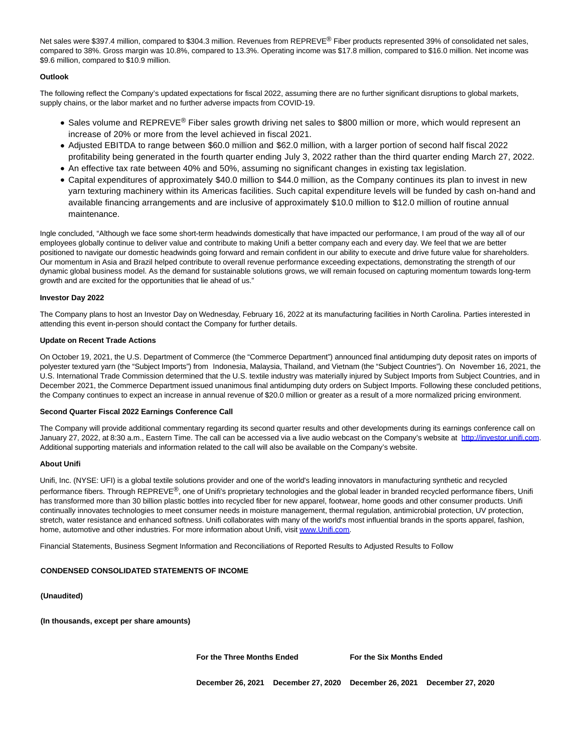Net sales were $397.4 million, compared to $304.3 million. Revenues from REPREVE® Fiber products represented 39% of consolidated net sales, compared to 38%. Gross margin was 10.8%, compared to 13.3%. Operating income was $17.8 million, compared to $16.0 million. Net income was $9.6 million, compared to $10.9 million.

**Outlook**

The following reflect the Company's updated expectations for fiscal 2022, assuming there are no further significant disruptions to global markets, supply chains, or the labor market and no further adverse impacts from COVID-19.

- Sales volume and REPREVE® Fiber sales growth driving net sales to $800 million or more, which would represent an increase of 20% or more from the level achieved in fiscal 2021.
- Adjusted EBITDA to range between $60.0 million and $62.0 million, with a larger portion of second half fiscal 2022 profitability being generated in the fourth quarter ending July 3, 2022 rather than the third quarter ending March 27, 2022.
- An effective tax rate between 40% and 50%, assuming no significant changes in existing tax legislation.
- Capital expenditures of approximately $40.0 million to $44.0 million, as the Company continues its plan to invest in new yarn texturing machinery within its Americas facilities. Such capital expenditure levels will be funded by cash on-hand and available financing arrangements and are inclusive of approximately $10.0 million to $12.0 million of routine annual maintenance.

Ingle concluded, "Although we face some short-term headwinds domestically that have impacted our performance, I am proud of the way all of our employees globally continue to deliver value and contribute to making Unifi a better company each and every day. We feel that we are better positioned to navigate our domestic headwinds going forward and remain confident in our ability to execute and drive future value for shareholders. Our momentum in Asia and Brazil helped contribute to overall revenue performance exceeding expectations, demonstrating the strength of our dynamic global business model. As the demand for sustainable solutions grows, we will remain focused on capturing momentum towards long-term growth and are excited for the opportunities that lie ahead of us."

**Investor Day 2022**

The Company plans to host an Investor Day on Wednesday, February 16, 2022 at its manufacturing facilities in North Carolina. Parties interested in attending this event in-person should contact the Company for further details.

**Update on Recent Trade Actions**

On October 19, 2021, the U.S. Department of Commerce (the "Commerce Department") announced final antidumping duty deposit rates on imports of polyester textured yarn (the "Subject Imports") from Indonesia, Malaysia, Thailand, and Vietnam (the "Subject Countries"). On November 16, 2021, the U.S. International Trade Commission determined that the U.S. textile industry was materially injured by Subject Imports from Subject Countries, and in December 2021, the Commerce Department issued unanimous final antidumping duty orders on Subject Imports. Following these concluded petitions, the Company continues to expect an increase in annual revenue of $20.0 million or greater as a result of a more normalized pricing environment.

**Second Quarter Fiscal 2022 Earnings Conference Call**

The Company will provide additional commentary regarding its second quarter results and other developments during its earnings conference call on January 27, 2022, at 8:30 a.m., Eastern Time. The call can be accessed via a live audio webcast on the Company's website at http://investor.unifi.com. Additional supporting materials and information related to the call will also be available on the Company's website.

**About Unifi**

Unifi, Inc. (NYSE: UFI) is a global textile solutions provider and one of the world's leading innovators in manufacturing synthetic and recycled performance fibers. Through REPREVE®, one of Unifi's proprietary technologies and the global leader in branded recycled performance fibers, Unifi has transformed more than 30 billion plastic bottles into recycled fiber for new apparel, footwear, home goods and other consumer products. Unifi continually innovates technologies to meet consumer needs in moisture management, thermal regulation, antimicrobial protection, UV protection, stretch, water resistance and enhanced softness. Unifi collaborates with many of the world's most influential brands in the sports apparel, fashion, home, automotive and other industries. For more information about Unifi, visit www.Unifi.com.

Financial Statements, Business Segment Information and Reconciliations of Reported Results to Adjusted Results to Follow

**CONDENSED CONSOLIDATED STATEMENTS OF INCOME**

**(Unaudited)**

**(In thousands, except per share amounts)**

| | For the Three Months Ended | | For the Six Months Ended | |
|---|---|---|---|---|
| | December 26, 2021 | December 27, 2020 | December 26, 2021 | December 27, 2020 |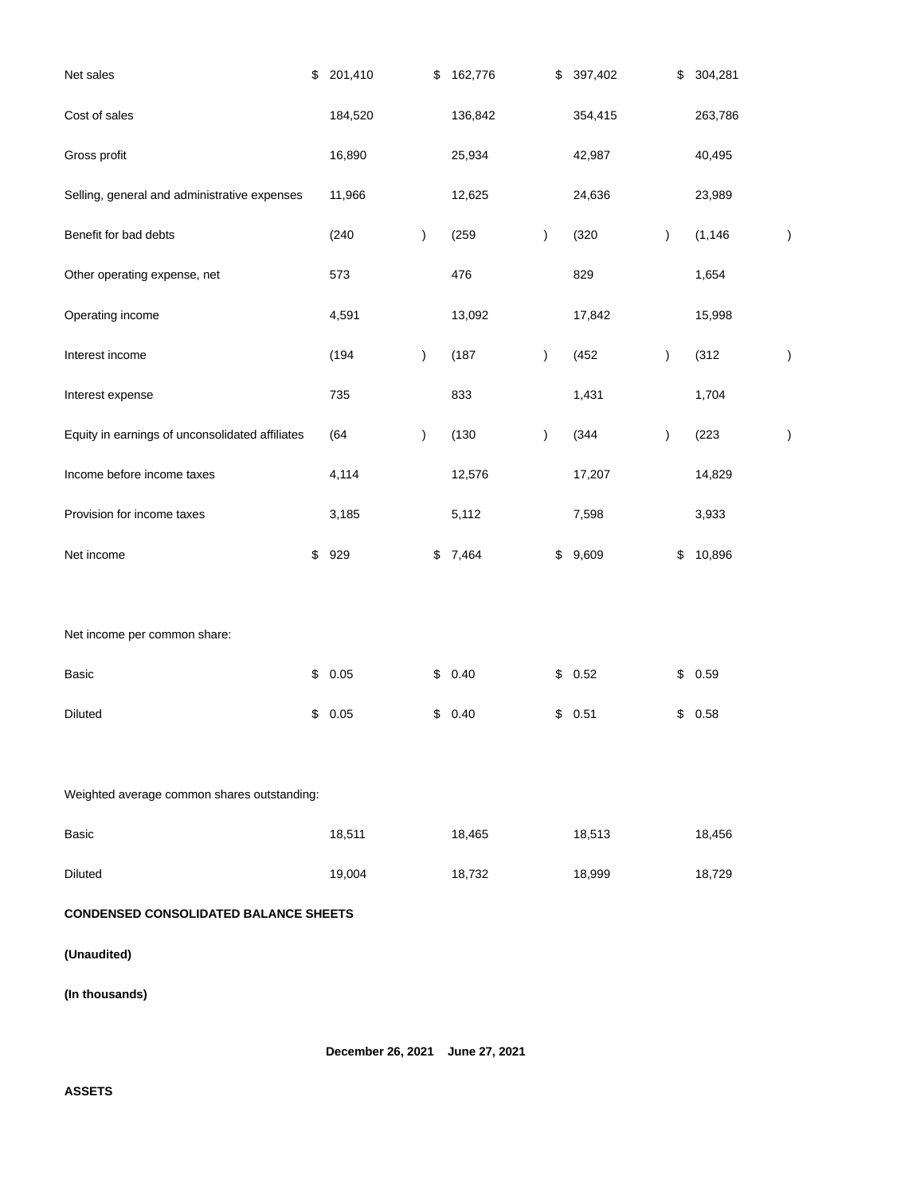| | | | | |
|---|---|---|---|---|
| Net sales | $ 201,410 | $ 162,776 | $ 397,402 | $ 304,281 |
| Cost of sales | 184,520 | 136,842 | 354,415 | 263,786 |
| Gross profit | 16,890 | 25,934 | 42,987 | 40,495 |
| Selling, general and administrative expenses | 11,966 | 12,625 | 24,636 | 23,989 |
| Benefit for bad debts | (240) | (259) | (320) | (1,146) |
| Other operating expense, net | 573 | 476 | 829 | 1,654 |
| Operating income | 4,591 | 13,092 | 17,842 | 15,998 |
| Interest income | (194) | (187) | (452) | (312) |
| Interest expense | 735 | 833 | 1,431 | 1,704 |
| Equity in earnings of unconsolidated affiliates | (64) | (130) | (344) | (223) |
| Income before income taxes | 4,114 | 12,576 | 17,207 | 14,829 |
| Provision for income taxes | 3,185 | 5,112 | 7,598 | 3,933 |
| Net income | $ 929 | $ 7,464 | $ 9,609 | $ 10,896 |
| | | | | |
| Net income per common share: | | | | |
| Basic | $ 0.05 | $ 0.40 | $ 0.52 | $ 0.59 |
| Diluted | $ 0.05 | $ 0.40 | $ 0.51 | $ 0.58 |
| | | | | |
| Weighted average common shares outstanding: | | | | |
| Basic | 18,511 | 18,465 | 18,513 | 18,456 |
| Diluted | 19,004 | 18,732 | 18,999 | 18,729 |

**CONDENSED CONSOLIDATED BALANCE SHEETS**

**(Unaudited)**

**(In thousands)**

| | December 26, 2021 | June 27, 2021 |
|---|---|---|
| **ASSETS** | | |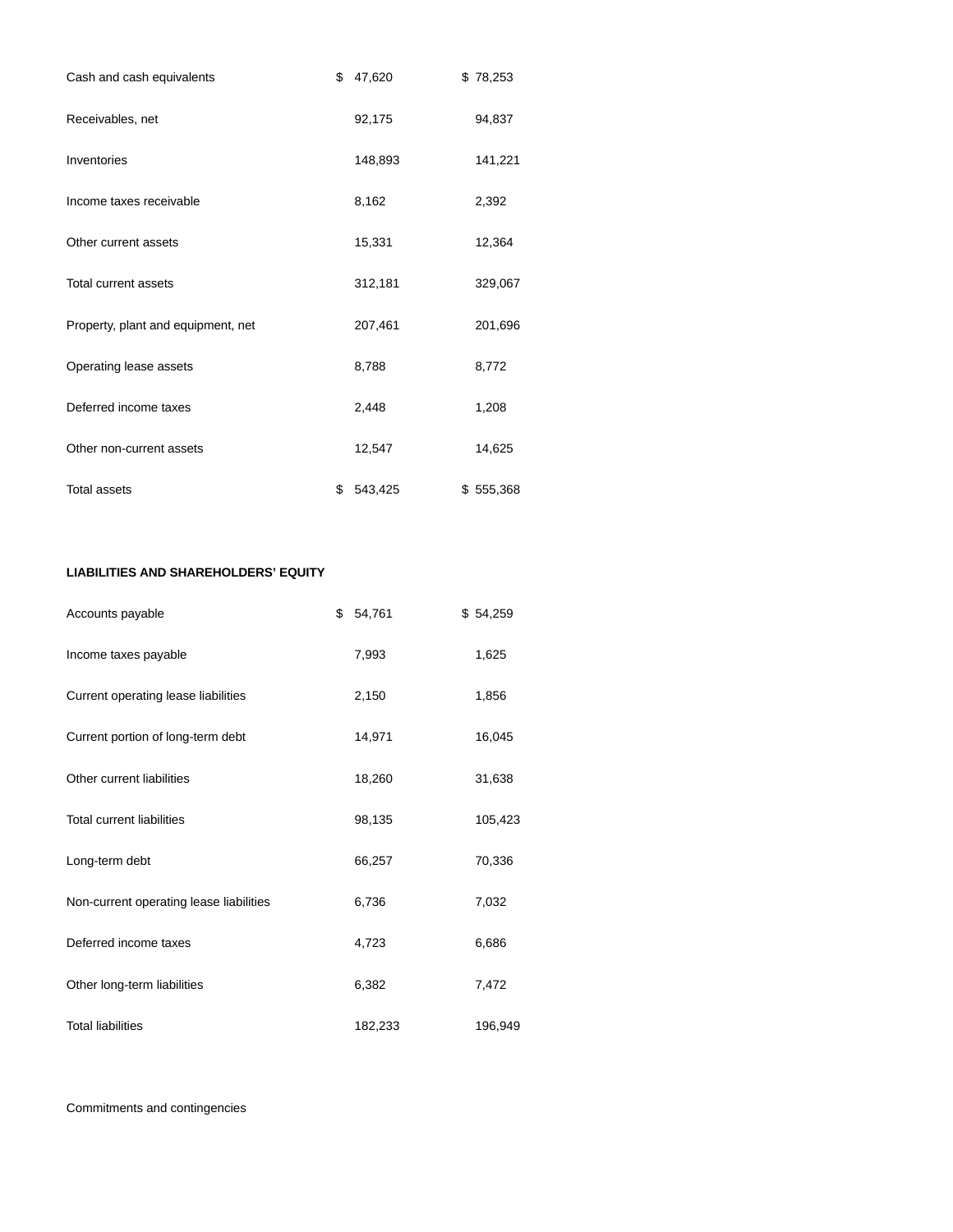| | | |
|---|---|---|
| Cash and cash equivalents | $ 47,620 | $ 78,253 |
| Receivables, net | 92,175 | 94,837 |
| Inventories | 148,893 | 141,221 |
| Income taxes receivable | 8,162 | 2,392 |
| Other current assets | 15,331 | 12,364 |
| Total current assets | 312,181 | 329,067 |
| Property, plant and equipment, net | 207,461 | 201,696 |
| Operating lease assets | 8,788 | 8,772 |
| Deferred income taxes | 2,448 | 1,208 |
| Other non-current assets | 12,547 | 14,625 |
| Total assets | $ 543,425 | $ 555,368 |

**LIABILITIES AND SHAREHOLDERS' EQUITY**

| | | |
|---|---|---|
| Accounts payable | $ 54,761 | $ 54,259 |
| Income taxes payable | 7,993 | 1,625 |
| Current operating lease liabilities | 2,150 | 1,856 |
| Current portion of long-term debt | 14,971 | 16,045 |
| Other current liabilities | 18,260 | 31,638 |
| Total current liabilities | 98,135 | 105,423 |
| Long-term debt | 66,257 | 70,336 |
| Non-current operating lease liabilities | 6,736 | 7,032 |
| Deferred income taxes | 4,723 | 6,686 |
| Other long-term liabilities | 6,382 | 7,472 |
| Total liabilities | 182,233 | 196,949 |

Commitments and contingencies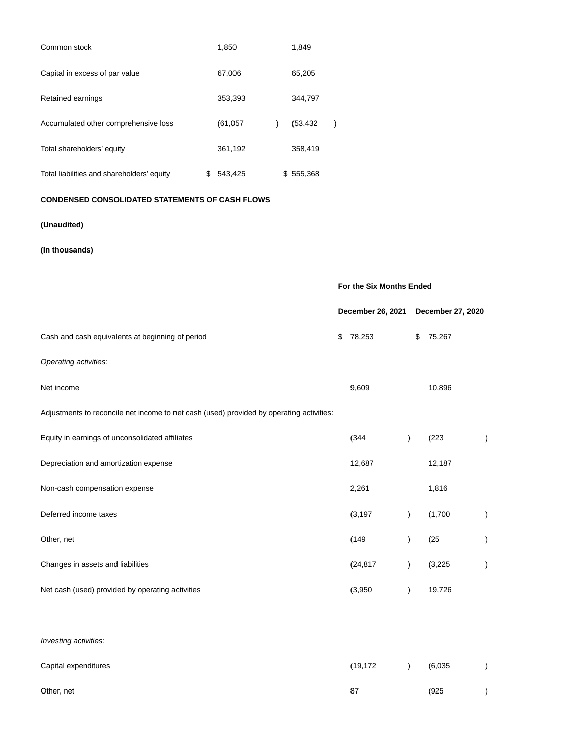| | | |
|---|---|---|
| Common stock | 1,850 | 1,849 |
| Capital in excess of par value | 67,006 | 65,205 |
| Retained earnings | 353,393 | 344,797 |
| Accumulated other comprehensive loss | (61,057) | (53,432) |
| Total shareholders' equity | 361,192 | 358,419 |
| Total liabilities and shareholders' equity | $ 543,425 | $ 555,368 |

**CONDENSED CONSOLIDATED STATEMENTS OF CASH FLOWS**

**(Unaudited)**

**(In thousands)**

| | For the Six Months Ended | |
|---|---|---|
| | December 26, 2021 | December 27, 2020 |
| Cash and cash equivalents at beginning of period | $ 78,253 | $ 75,267 |
| *Operating activities:* | | |
| Net income | 9,609 | 10,896 |
| Adjustments to reconcile net income to net cash (used) provided by operating activities: | | |
| Equity in earnings of unconsolidated affiliates | (344) | (223) |
| Depreciation and amortization expense | 12,687 | 12,187 |
| Non-cash compensation expense | 2,261 | 1,816 |
| Deferred income taxes | (3,197) | (1,700) |
| Other, net | (149) | (25) |
| Changes in assets and liabilities | (24,817) | (3,225) |
| Net cash (used) provided by operating activities | (3,950) | 19,726 |
| | | |
| *Investing activities:* | | |
| Capital expenditures | (19,172) | (6,035) |
| Other, net | 87 | (925) |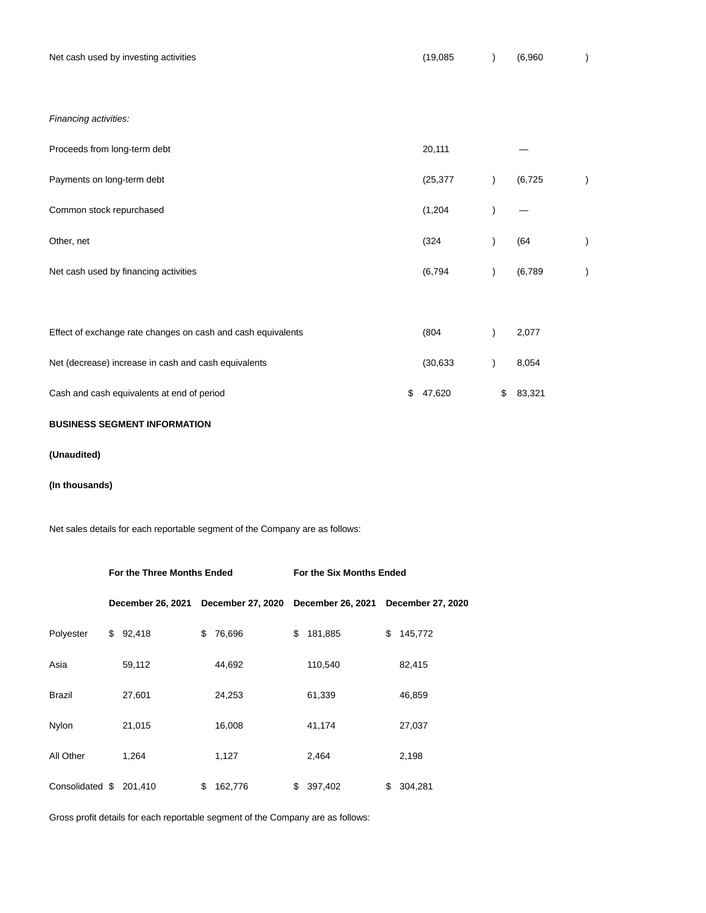| | | |
|---|---|---|
| Net cash used by investing activities | (19,085) | (6,960) |
| | | |
| *Financing activities:* | | |
| Proceeds from long-term debt | 20,111 | — |
| Payments on long-term debt | (25,377) | (6,725) |
| Common stock repurchased | (1,204) | — |
| Other, net | (324) | (64) |
| Net cash used by financing activities | (6,794) | (6,789) |
| | | |
| Effect of exchange rate changes on cash and cash equivalents | (804) | 2,077 |
| Net (decrease) increase in cash and cash equivalents | (30,633) | 8,054 |
| Cash and cash equivalents at end of period | $ 47,620 | $ 83,321 |

**BUSINESS SEGMENT INFORMATION**

**(Unaudited)**

**(In thousands)**

Net sales details for each reportable segment of the Company are as follows:

| | **For the Three Months Ended** | | **For the Six Months Ended** | |
|---|---|---|---|---|
| | **December 26, 2021** | **December 27, 2020** | **December 26, 2021** | **December 27, 2020** |
| Polyester | $ 92,418 | $ 76,696 | $ 181,885 | $ 145,772 |
| Asia | 59,112 | 44,692 | 110,540 | 82,415 |
| Brazil | 27,601 | 24,253 | 61,339 | 46,859 |
| Nylon | 21,015 | 16,008 | 41,174 | 27,037 |
| All Other | 1,264 | 1,127 | 2,464 | 2,198 |
| Consolidated | $ 201,410 | $ 162,776 | $ 397,402 | $ 304,281 |

Gross profit details for each reportable segment of the Company are as follows: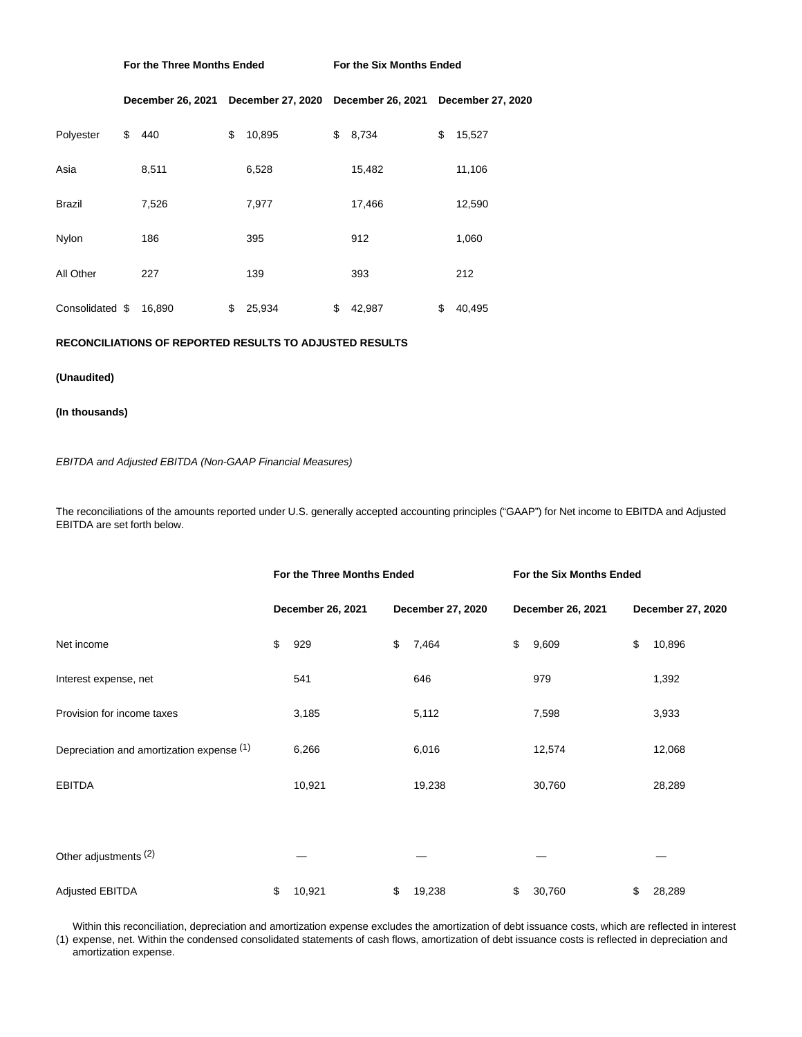| | For the Three Months Ended | | For the Six Months Ended | |
|---|---|---|---|---|
| | December 26, 2021 | December 27, 2020 | December 26, 2021 | December 27, 2020 |
| Polyester | $ 440 | $ 10,895 | $ 8,734 | $ 15,527 |
| Asia | 8,511 | 6,528 | 15,482 | 11,106 |
| Brazil | 7,526 | 7,977 | 17,466 | 12,590 |
| Nylon | 186 | 395 | 912 | 1,060 |
| All Other | 227 | 139 | 393 | 212 |
| Consolidated | $ 16,890 | $ 25,934 | $ 42,987 | $ 40,495 |

**RECONCILIATIONS OF REPORTED RESULTS TO ADJUSTED RESULTS**

**(Unaudited)**

**(In thousands)**

*EBITDA and Adjusted EBITDA (Non-GAAP Financial Measures)*

The reconciliations of the amounts reported under U.S. generally accepted accounting principles ("GAAP") for Net income to EBITDA and Adjusted EBITDA are set forth below.

| | For the Three Months Ended | | For the Six Months Ended | |
|---|---|---|---|---|
| | December 26, 2021 | December 27, 2020 | December 26, 2021 | December 27, 2020 |
| Net income | $ 929 | $ 7,464 | $ 9,609 | $ 10,896 |
| Interest expense, net | 541 | 646 | 979 | 1,392 |
| Provision for income taxes | 3,185 | 5,112 | 7,598 | 3,933 |
| Depreciation and amortization expense (1) | 6,266 | 6,016 | 12,574 | 12,068 |
| EBITDA | 10,921 | 19,238 | 30,760 | 28,289 |
| | | | | |
| Other adjustments (2) | — | — | — | — |
| Adjusted EBITDA | $ 10,921 | $ 19,238 | $ 30,760 | $ 28,289 |

(1) Within this reconciliation, depreciation and amortization expense excludes the amortization of debt issuance costs, which are reflected in interest expense, net. Within the condensed consolidated statements of cash flows, amortization of debt issuance costs is reflected in depreciation and amortization expense.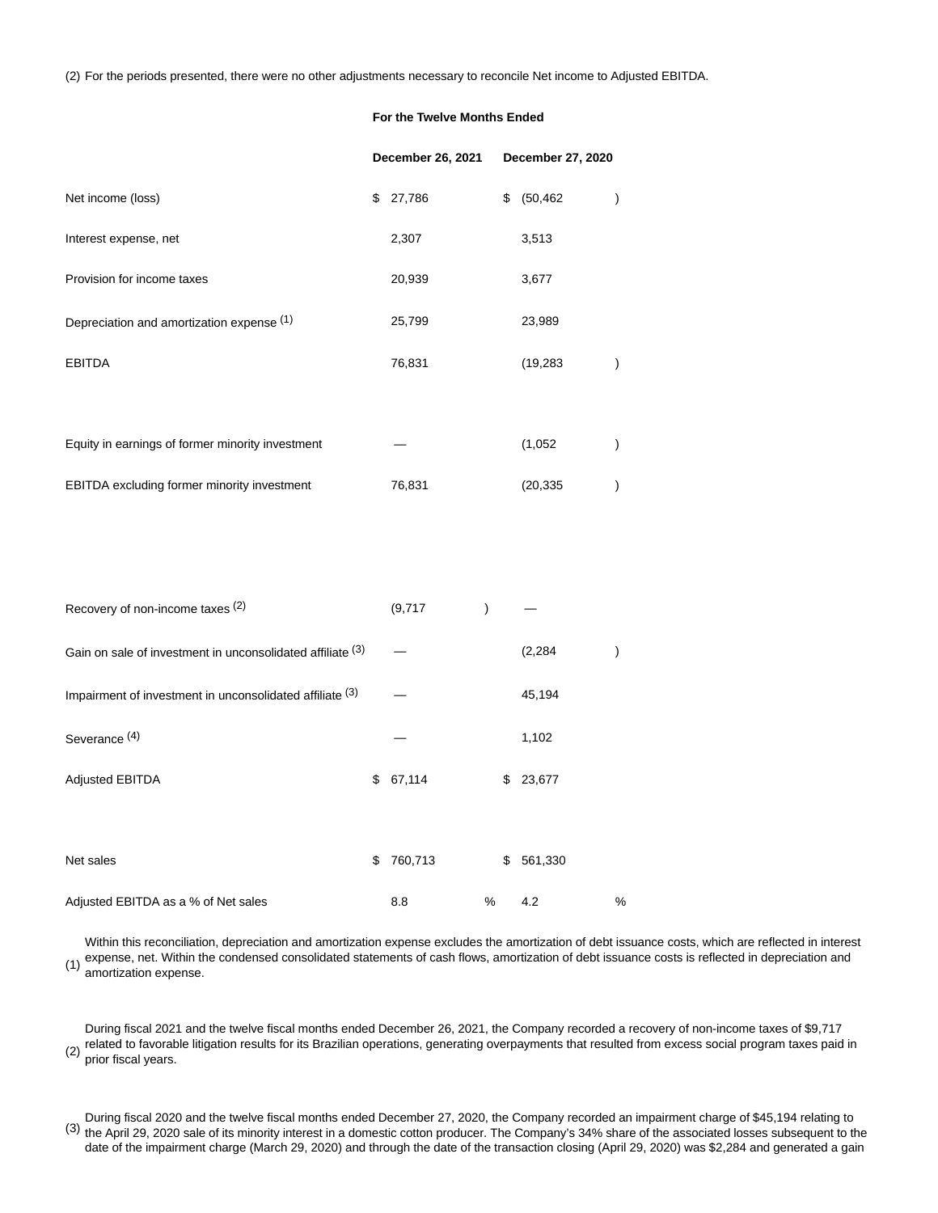(2) For the periods presented, there were no other adjustments necessary to reconcile Net income to Adjusted EBITDA.

| | For the Twelve Months Ended | |
|---|---|---|
| | December 26, 2021 | December 27, 2020 |
| Net income (loss) | $ 27,786 | $ (50,462 ) |
| Interest expense, net | 2,307 | 3,513 |
| Provision for income taxes | 20,939 | 3,677 |
| Depreciation and amortization expense (1) | 25,799 | 23,989 |
| EBITDA | 76,831 | (19,283 ) |
| | | |
| Equity in earnings of former minority investment | — | (1,052 ) |
| EBITDA excluding former minority investment | 76,831 | (20,335 ) |
| | | |
| Recovery of non-income taxes (2) | (9,717 ) | — |
| Gain on sale of investment in unconsolidated affiliate (3) | — | (2,284 ) |
| Impairment of investment in unconsolidated affiliate (3) | — | 45,194 |
| Severance (4) | — | 1,102 |
| Adjusted EBITDA | $ 67,114 | $ 23,677 |
| | | |
| Net sales | $ 760,713 | $ 561,330 |
| Adjusted EBITDA as a % of Net sales | 8.8 % | 4.2 % |

(1) Within this reconciliation, depreciation and amortization expense excludes the amortization of debt issuance costs, which are reflected in interest expense, net. Within the condensed consolidated statements of cash flows, amortization of debt issuance costs is reflected in depreciation and amortization expense.

(2) During fiscal 2021 and the twelve fiscal months ended December 26, 2021, the Company recorded a recovery of non-income taxes of $9,717 related to favorable litigation results for its Brazilian operations, generating overpayments that resulted from excess social program taxes paid in prior fiscal years.

(3) During fiscal 2020 and the twelve fiscal months ended December 27, 2020, the Company recorded an impairment charge of $45,194 relating to the April 29, 2020 sale of its minority interest in a domestic cotton producer. The Company's 34% share of the associated losses subsequent to the date of the impairment charge (March 29, 2020) and through the date of the transaction closing (April 29, 2020) was $2,284 and generated a gain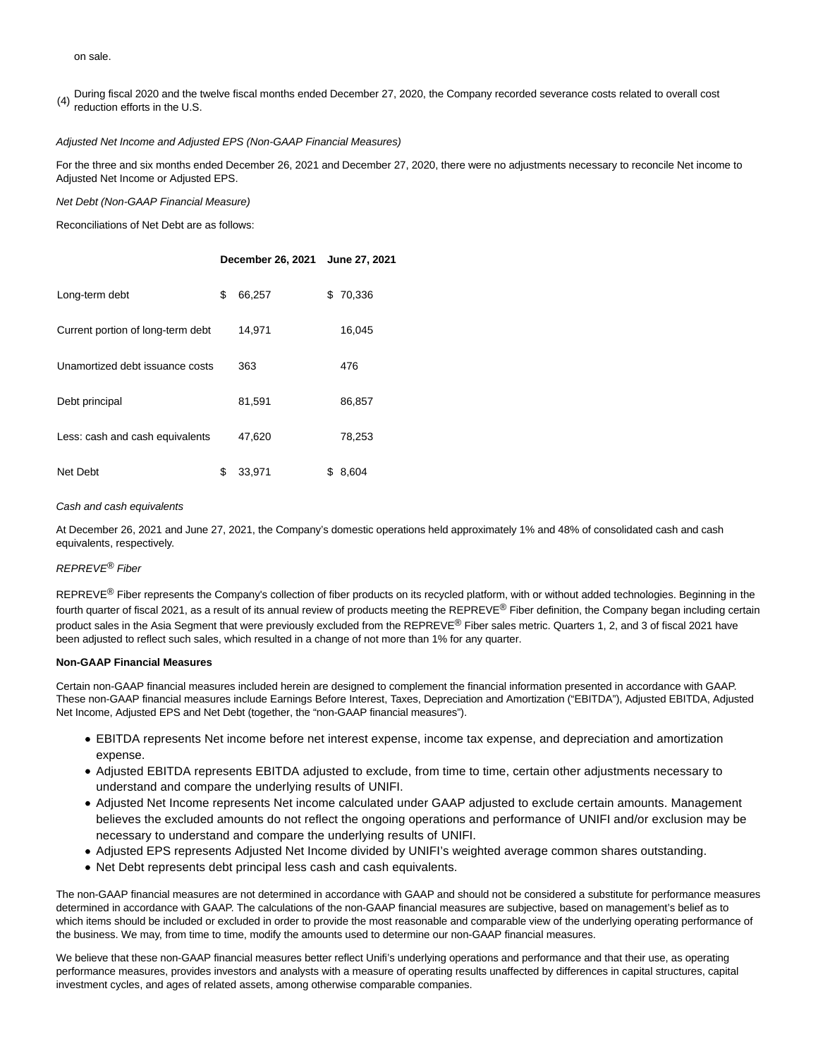on sale.

(4) During fiscal 2020 and the twelve fiscal months ended December 27, 2020, the Company recorded severance costs related to overall cost reduction efforts in the U.S.

*Adjusted Net Income and Adjusted EPS (Non-GAAP Financial Measures)*

For the three and six months ended December 26, 2021 and December 27, 2020, there were no adjustments necessary to reconcile Net income to Adjusted Net Income or Adjusted EPS.

*Net Debt (Non-GAAP Financial Measure)*

Reconciliations of Net Debt are as follows:

| | December 26, 2021 | June 27, 2021 |
|---|---|---|
| Long-term debt | $ 66,257 | $ 70,336 |
| Current portion of long-term debt | 14,971 | 16,045 |
| Unamortized debt issuance costs | 363 | 476 |
| Debt principal | 81,591 | 86,857 |
| Less: cash and cash equivalents | 47,620 | 78,253 |
| Net Debt | $ 33,971 | $ 8,604 |

*Cash and cash equivalents*

At December 26, 2021 and June 27, 2021, the Company's domestic operations held approximately 1% and 48% of consolidated cash and cash equivalents, respectively.

*REPREVE® Fiber*

REPREVE® Fiber represents the Company's collection of fiber products on its recycled platform, with or without added technologies. Beginning in the fourth quarter of fiscal 2021, as a result of its annual review of products meeting the REPREVE® Fiber definition, the Company began including certain product sales in the Asia Segment that were previously excluded from the REPREVE® Fiber sales metric. Quarters 1, 2, and 3 of fiscal 2021 have been adjusted to reflect such sales, which resulted in a change of not more than 1% for any quarter.

**Non-GAAP Financial Measures**

Certain non-GAAP financial measures included herein are designed to complement the financial information presented in accordance with GAAP. These non-GAAP financial measures include Earnings Before Interest, Taxes, Depreciation and Amortization ("EBITDA"), Adjusted EBITDA, Adjusted Net Income, Adjusted EPS and Net Debt (together, the "non-GAAP financial measures").

- EBITDA represents Net income before net interest expense, income tax expense, and depreciation and amortization expense.
- Adjusted EBITDA represents EBITDA adjusted to exclude, from time to time, certain other adjustments necessary to understand and compare the underlying results of UNIFI.
- Adjusted Net Income represents Net income calculated under GAAP adjusted to exclude certain amounts. Management believes the excluded amounts do not reflect the ongoing operations and performance of UNIFI and/or exclusion may be necessary to understand and compare the underlying results of UNIFI.
- Adjusted EPS represents Adjusted Net Income divided by UNIFI's weighted average common shares outstanding.
- Net Debt represents debt principal less cash and cash equivalents.

The non-GAAP financial measures are not determined in accordance with GAAP and should not be considered a substitute for performance measures determined in accordance with GAAP. The calculations of the non-GAAP financial measures are subjective, based on management's belief as to which items should be included or excluded in order to provide the most reasonable and comparable view of the underlying operating performance of the business. We may, from time to time, modify the amounts used to determine our non-GAAP financial measures.

We believe that these non-GAAP financial measures better reflect Unifi's underlying operations and performance and that their use, as operating performance measures, provides investors and analysts with a measure of operating results unaffected by differences in capital structures, capital investment cycles, and ages of related assets, among otherwise comparable companies.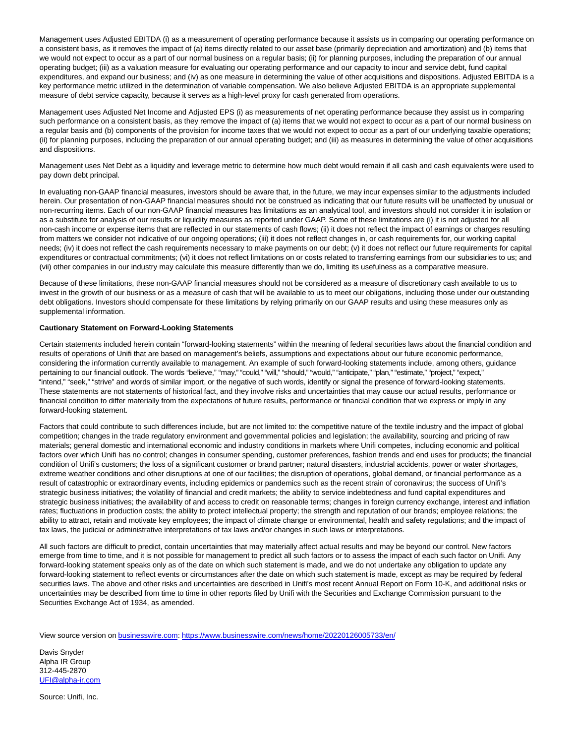Management uses Adjusted EBITDA (i) as a measurement of operating performance because it assists us in comparing our operating performance on a consistent basis, as it removes the impact of (a) items directly related to our asset base (primarily depreciation and amortization) and (b) items that we would not expect to occur as a part of our normal business on a regular basis; (ii) for planning purposes, including the preparation of our annual operating budget; (iii) as a valuation measure for evaluating our operating performance and our capacity to incur and service debt, fund capital expenditures, and expand our business; and (iv) as one measure in determining the value of other acquisitions and dispositions. Adjusted EBITDA is a key performance metric utilized in the determination of variable compensation. We also believe Adjusted EBITDA is an appropriate supplemental measure of debt service capacity, because it serves as a high-level proxy for cash generated from operations.

Management uses Adjusted Net Income and Adjusted EPS (i) as measurements of net operating performance because they assist us in comparing such performance on a consistent basis, as they remove the impact of (a) items that we would not expect to occur as a part of our normal business on a regular basis and (b) components of the provision for income taxes that we would not expect to occur as a part of our underlying taxable operations; (ii) for planning purposes, including the preparation of our annual operating budget; and (iii) as measures in determining the value of other acquisitions and dispositions.

Management uses Net Debt as a liquidity and leverage metric to determine how much debt would remain if all cash and cash equivalents were used to pay down debt principal.

In evaluating non-GAAP financial measures, investors should be aware that, in the future, we may incur expenses similar to the adjustments included herein. Our presentation of non-GAAP financial measures should not be construed as indicating that our future results will be unaffected by unusual or non-recurring items. Each of our non-GAAP financial measures has limitations as an analytical tool, and investors should not consider it in isolation or as a substitute for analysis of our results or liquidity measures as reported under GAAP. Some of these limitations are (i) it is not adjusted for all non-cash income or expense items that are reflected in our statements of cash flows; (ii) it does not reflect the impact of earnings or charges resulting from matters we consider not indicative of our ongoing operations; (iii) it does not reflect changes in, or cash requirements for, our working capital needs; (iv) it does not reflect the cash requirements necessary to make payments on our debt; (v) it does not reflect our future requirements for capital expenditures or contractual commitments; (vi) it does not reflect limitations on or costs related to transferring earnings from our subsidiaries to us; and (vii) other companies in our industry may calculate this measure differently than we do, limiting its usefulness as a comparative measure.

Because of these limitations, these non-GAAP financial measures should not be considered as a measure of discretionary cash available to us to invest in the growth of our business or as a measure of cash that will be available to us to meet our obligations, including those under our outstanding debt obligations. Investors should compensate for these limitations by relying primarily on our GAAP results and using these measures only as supplemental information.

**Cautionary Statement on Forward-Looking Statements**

Certain statements included herein contain “forward-looking statements” within the meaning of federal securities laws about the financial condition and results of operations of Unifi that are based on management’s beliefs, assumptions and expectations about our future economic performance, considering the information currently available to management. An example of such forward-looking statements include, among others, guidance pertaining to our financial outlook. The words “believe,” “may,” “could,” “will,” “should,” “would,” “anticipate,” “plan,” “estimate,” “project,” “expect,” “intend,” “seek,” “strive” and words of similar import, or the negative of such words, identify or signal the presence of forward-looking statements. These statements are not statements of historical fact, and they involve risks and uncertainties that may cause our actual results, performance or financial condition to differ materially from the expectations of future results, performance or financial condition that we express or imply in any forward-looking statement.

Factors that could contribute to such differences include, but are not limited to: the competitive nature of the textile industry and the impact of global competition; changes in the trade regulatory environment and governmental policies and legislation; the availability, sourcing and pricing of raw materials; general domestic and international economic and industry conditions in markets where Unifi competes, including economic and political factors over which Unifi has no control; changes in consumer spending, customer preferences, fashion trends and end uses for products; the financial condition of Unifi’s customers; the loss of a significant customer or brand partner; natural disasters, industrial accidents, power or water shortages, extreme weather conditions and other disruptions at one of our facilities; the disruption of operations, global demand, or financial performance as a result of catastrophic or extraordinary events, including epidemics or pandemics such as the recent strain of coronavirus; the success of Unifi’s strategic business initiatives; the volatility of financial and credit markets; the ability to service indebtedness and fund capital expenditures and strategic business initiatives; the availability of and access to credit on reasonable terms; changes in foreign currency exchange, interest and inflation rates; fluctuations in production costs; the ability to protect intellectual property; the strength and reputation of our brands; employee relations; the ability to attract, retain and motivate key employees; the impact of climate change or environmental, health and safety regulations; and the impact of tax laws, the judicial or administrative interpretations of tax laws and/or changes in such laws or interpretations.

All such factors are difficult to predict, contain uncertainties that may materially affect actual results and may be beyond our control. New factors emerge from time to time, and it is not possible for management to predict all such factors or to assess the impact of each such factor on Unifi. Any forward-looking statement speaks only as of the date on which such statement is made, and we do not undertake any obligation to update any forward-looking statement to reflect events or circumstances after the date on which such statement is made, except as may be required by federal securities laws. The above and other risks and uncertainties are described in Unifi’s most recent Annual Report on Form 10-K, and additional risks or uncertainties may be described from time to time in other reports filed by Unifi with the Securities and Exchange Commission pursuant to the Securities Exchange Act of 1934, as amended.

View source version on [businesswire.com](https://www.businesswire.com): [https://www.businesswire.com/news/home/20220126005733/en/](https://www.businesswire.com/news/home/20220126005733/en/)

Davis Snyder
Alpha IR Group
312-445-2870
[UFI@alpha-ir.com](mailto:UFI@alpha-ir.com)

Source: Unifi, Inc.